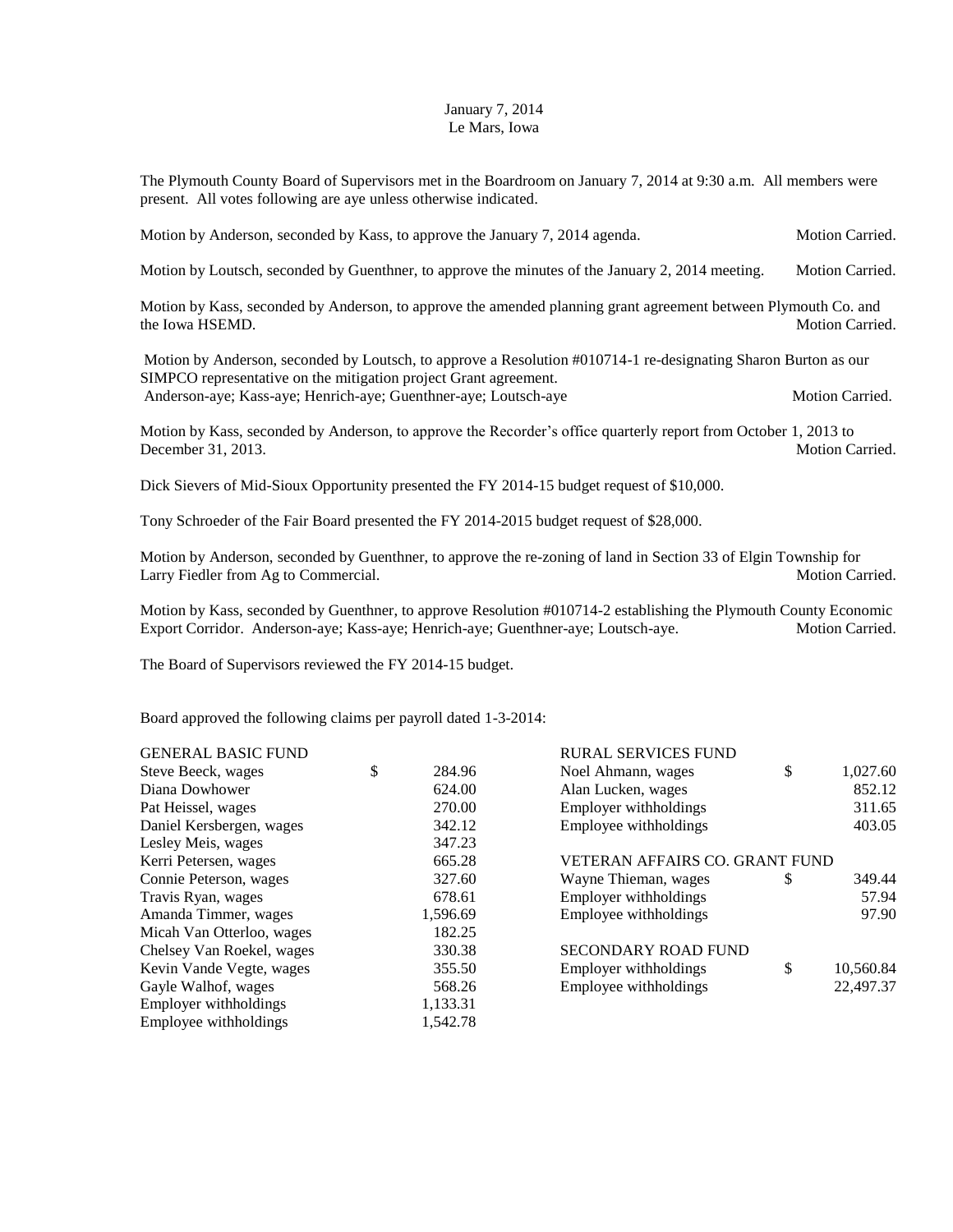January 7, 2014
Le Mars, Iowa

The Plymouth County Board of Supervisors met in the Boardroom on January 7, 2014 at 9:30 a.m. All members were present. All votes following are aye unless otherwise indicated.

Motion by Anderson, seconded by Kass, to approve the January 7, 2014 agenda. Motion Carried.

Motion by Loutsch, seconded by Guenthner, to approve the minutes of the January 2, 2014 meeting. Motion Carried.

Motion by Kass, seconded by Anderson, to approve the amended planning grant agreement between Plymouth Co. and the Iowa HSEMD. Motion Carried.

Motion by Anderson, seconded by Loutsch, to approve a Resolution #010714-1 re-designating Sharon Burton as our SIMPCO representative on the mitigation project Grant agreement.
Anderson-aye; Kass-aye; Henrich-aye; Guenthner-aye; Loutsch-aye Motion Carried.

Motion by Kass, seconded by Anderson, to approve the Recorder's office quarterly report from October 1, 2013 to December 31, 2013. Motion Carried.

Dick Sievers of Mid-Sioux Opportunity presented the FY 2014-15 budget request of $10,000.

Tony Schroeder of the Fair Board presented the FY 2014-2015 budget request of $28,000.

Motion by Anderson, seconded by Guenthner, to approve the re-zoning of land in Section 33 of Elgin Township for Larry Fiedler from Ag to Commercial. Motion Carried.

Motion by Kass, seconded by Guenthner, to approve Resolution #010714-2 establishing the Plymouth County Economic Export Corridor. Anderson-aye; Kass-aye; Henrich-aye; Guenthner-aye; Loutsch-aye. Motion Carried.

The Board of Supervisors reviewed the FY 2014-15 budget.

Board approved the following claims per payroll dated 1-3-2014:

| GENERAL BASIC FUND | |
|---|---|
| Steve Beeck, wages | $ 284.96 |
| Diana Dowhower | 624.00 |
| Pat Heissel, wages | 270.00 |
| Daniel Kersbergen, wages | 342.12 |
| Lesley Meis, wages | 347.23 |
| Kerri Petersen, wages | 665.28 |
| Connie Peterson, wages | 327.60 |
| Travis Ryan, wages | 678.61 |
| Amanda Timmer, wages | 1,596.69 |
| Micah Van Otterloo, wages | 182.25 |
| Chelsey Van Roekel, wages | 330.38 |
| Kevin Vande Vegte, wages | 355.50 |
| Gayle Walhof, wages | 568.26 |
| Employer withholdings | 1,133.31 |
| Employee withholdings | 1,542.78 |

| RURAL SERVICES FUND | |
|---|---|
| Noel Ahmann, wages | $ 1,027.60 |
| Alan Lucken, wages | 852.12 |
| Employer withholdings | 311.65 |
| Employee withholdings | 403.05 |

| VETERAN AFFAIRS CO. GRANT FUND | |
|---|---|
| Wayne Thieman, wages | $ 349.44 |
| Employer withholdings | 57.94 |
| Employee withholdings | 97.90 |

| SECONDARY ROAD FUND | |
|---|---|
| Employer withholdings | $ 10,560.84 |
| Employee withholdings | 22,497.37 |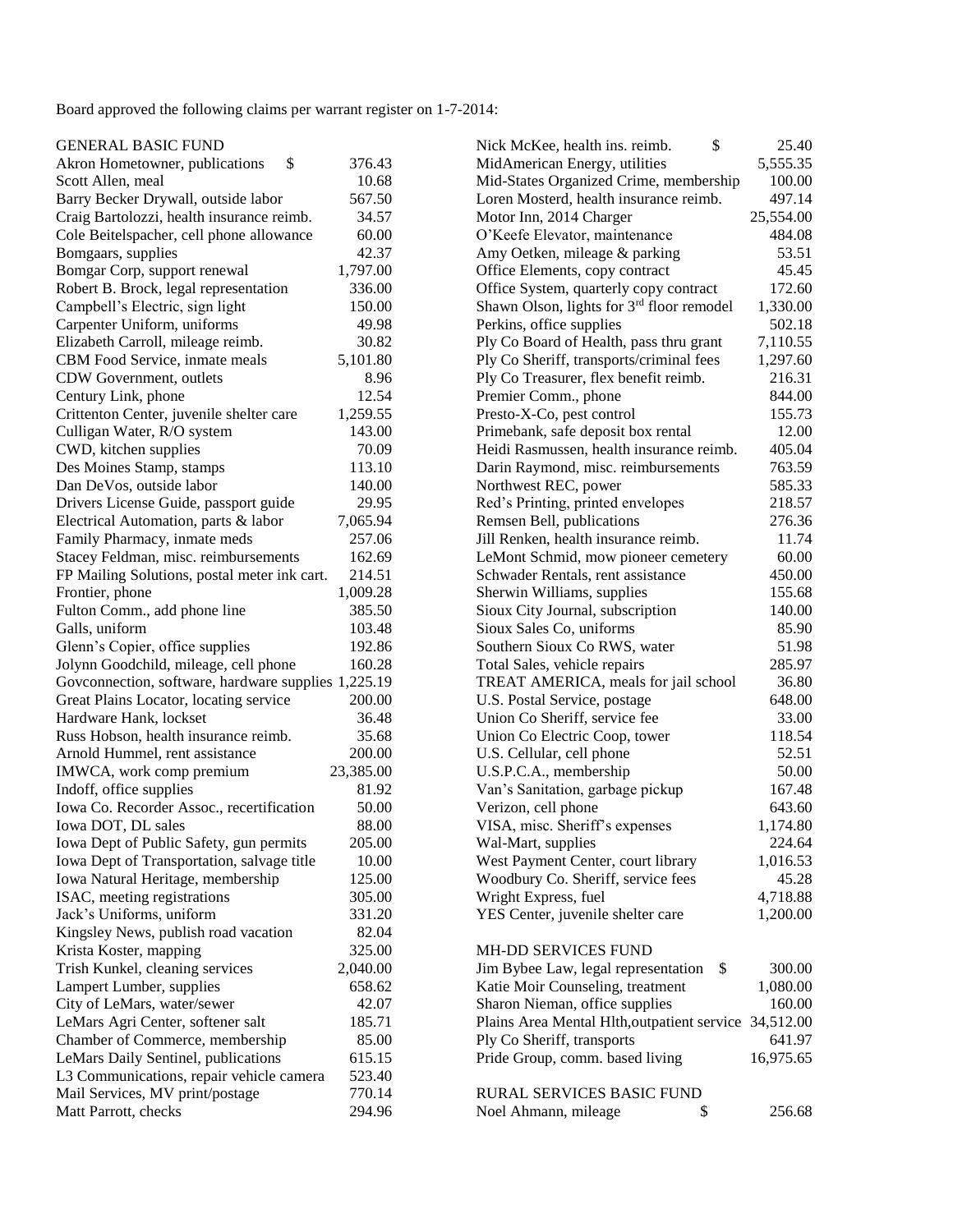Board approved the following claims per warrant register on 1-7-2014:

GENERAL BASIC FUND

| Claimant | Amount |
|---|---|
| Akron Hometowner, publications | $ 376.43 |
| Scott Allen, meal | 10.68 |
| Barry Becker Drywall, outside labor | 567.50 |
| Craig Bartolozzi, health insurance reimb. | 34.57 |
| Cole Beitelspacher, cell phone allowance | 60.00 |
| Bomgaars, supplies | 42.37 |
| Bomgar Corp, support renewal | 1,797.00 |
| Robert B. Brock, legal representation | 336.00 |
| Campbell's Electric, sign light | 150.00 |
| Carpenter Uniform, uniforms | 49.98 |
| Elizabeth Carroll, mileage reimb. | 30.82 |
| CBM Food Service, inmate meals | 5,101.80 |
| CDW Government, outlets | 8.96 |
| Century Link, phone | 12.54 |
| Crittenton Center, juvenile shelter care | 1,259.55 |
| Culligan Water, R/O system | 143.00 |
| CWD, kitchen supplies | 70.09 |
| Des Moines Stamp, stamps | 113.10 |
| Dan DeVos, outside labor | 140.00 |
| Drivers License Guide, passport guide | 29.95 |
| Electrical Automation, parts & labor | 7,065.94 |
| Family Pharmacy, inmate meds | 257.06 |
| Stacey Feldman, misc. reimbursements | 162.69 |
| FP Mailing Solutions, postal meter ink cart. | 214.51 |
| Frontier, phone | 1,009.28 |
| Fulton Comm., add phone line | 385.50 |
| Galls, uniform | 103.48 |
| Glenn's Copier, office supplies | 192.86 |
| Jolynn Goodchild, mileage, cell phone | 160.28 |
| Govconnection, software, hardware supplies | 1,225.19 |
| Great Plains Locator, locating service | 200.00 |
| Hardware Hank, lockset | 36.48 |
| Russ Hobson, health insurance reimb. | 35.68 |
| Arnold Hummel, rent assistance | 200.00 |
| IMWCA, work comp premium | 23,385.00 |
| Indoff, office supplies | 81.92 |
| Iowa Co. Recorder Assoc., recertification | 50.00 |
| Iowa DOT, DL sales | 88.00 |
| Iowa Dept of Public Safety, gun permits | 205.00 |
| Iowa Dept of Transportation, salvage title | 10.00 |
| Iowa Natural Heritage, membership | 125.00 |
| ISAC, meeting registrations | 305.00 |
| Jack's Uniforms, uniform | 331.20 |
| Kingsley News, publish road vacation | 82.04 |
| Krista Koster, mapping | 325.00 |
| Trish Kunkel, cleaning services | 2,040.00 |
| Lampert Lumber, supplies | 658.62 |
| City of LeMars, water/sewer | 42.07 |
| LeMars Agri Center, softener salt | 185.71 |
| Chamber of Commerce, membership | 85.00 |
| LeMars Daily Sentinel, publications | 615.15 |
| L3 Communications, repair vehicle camera | 523.40 |
| Mail Services, MV print/postage | 770.14 |
| Matt Parrott, checks | 294.96 |
| Nick McKee, health ins. reimb. | $ 25.40 |
| MidAmerican Energy, utilities | 5,555.35 |
| Mid-States Organized Crime, membership | 100.00 |
| Loren Mosterd, health insurance reimb. | 497.14 |
| Motor Inn, 2014 Charger | 25,554.00 |
| O'Keefe Elevator, maintenance | 484.08 |
| Amy Oetken, mileage & parking | 53.51 |
| Office Elements, copy contract | 45.45 |
| Office System, quarterly copy contract | 172.60 |
| Shawn Olson, lights for 3rd floor remodel | 1,330.00 |
| Perkins, office supplies | 502.18 |
| Ply Co Board of Health, pass thru grant | 7,110.55 |
| Ply Co Sheriff, transports/criminal fees | 1,297.60 |
| Ply Co Treasurer, flex benefit reimb. | 216.31 |
| Premier Comm., phone | 844.00 |
| Presto-X-Co, pest control | 155.73 |
| Primebank, safe deposit box rental | 12.00 |
| Heidi Rasmussen, health insurance reimb. | 405.04 |
| Darin Raymond, misc. reimbursements | 763.59 |
| Northwest REC, power | 585.33 |
| Red's Printing, printed envelopes | 218.57 |
| Remsen Bell, publications | 276.36 |
| Jill Renken, health insurance reimb. | 11.74 |
| LeMont Schmid, mow pioneer cemetery | 60.00 |
| Schwader Rentals, rent assistance | 450.00 |
| Sherwin Williams, supplies | 155.68 |
| Sioux City Journal, subscription | 140.00 |
| Sioux Sales Co, uniforms | 85.90 |
| Southern Sioux Co RWS, water | 51.98 |
| Total Sales, vehicle repairs | 285.97 |
| TREAT AMERICA, meals for jail school | 36.80 |
| U.S. Postal Service, postage | 648.00 |
| Union Co Sheriff, service fee | 33.00 |
| Union Co Electric Coop, tower | 118.54 |
| U.S. Cellular, cell phone | 52.51 |
| U.S.P.C.A., membership | 50.00 |
| Van's Sanitation, garbage pickup | 167.48 |
| Verizon, cell phone | 643.60 |
| VISA, misc. Sheriff's expenses | 1,174.80 |
| Wal-Mart, supplies | 224.64 |
| West Payment Center, court library | 1,016.53 |
| Woodbury Co. Sheriff, service fees | 45.28 |
| Wright Express, fuel | 4,718.88 |
| YES Center, juvenile shelter care | 1,200.00 |

MH-DD SERVICES FUND

| Claimant | Amount |
|---|---|
| Jim Bybee Law, legal representation | $ 300.00 |
| Katie Moir Counseling, treatment | 1,080.00 |
| Sharon Nieman, office supplies | 160.00 |
| Plains Area Mental Hlth, outpatient service | 34,512.00 |
| Ply Co Sheriff, transports | 641.97 |
| Pride Group, comm. based living | 16,975.65 |

RURAL SERVICES BASIC FUND

| Claimant | Amount |
|---|---|
| Noel Ahmann, mileage | $ 256.68 |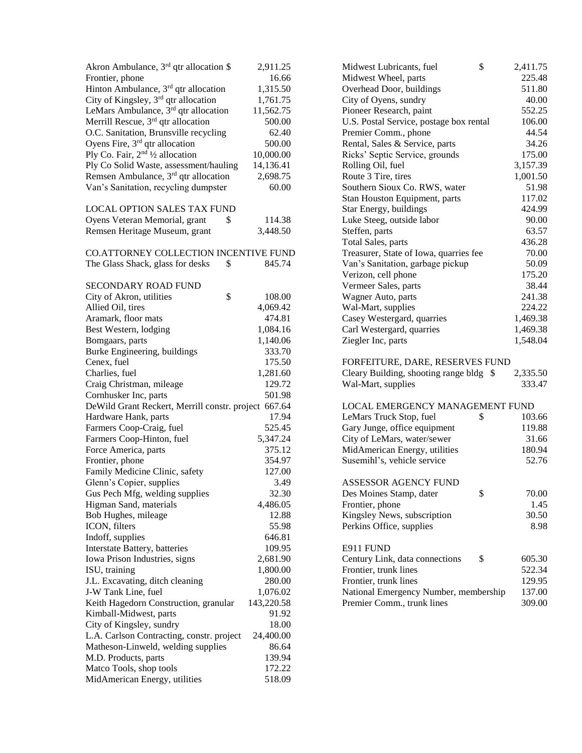| | |
|---|---|
| Akron Ambulance, 3rd qtr allocation $ | 2,911.25 |
| Frontier, phone | 16.66 |
| Hinton Ambulance, 3rd qtr allocation | 1,315.50 |
| City of Kingsley, 3rd qtr allocation | 1,761.75 |
| LeMars Ambulance, 3rd qtr allocation | 11,562.75 |
| Merrill Rescue, 3rd qtr allocation | 500.00 |
| O.C. Sanitation, Brunsville recycling | 62.40 |
| Oyens Fire, 3rd qtr allocation | 500.00 |
| Ply Co. Fair, 2nd ½ allocation | 10,000.00 |
| Ply Co Solid Waste, assessment/hauling | 14,136.41 |
| Remsen Ambulance, 3rd qtr allocation | 2,698.75 |
| Van's Sanitation, recycling dumpster | 60.00 |

LOCAL OPTION SALES TAX FUND

| | |
|---|---|
| Oyens Veteran Memorial, grant $ | 114.38 |
| Remsen Heritage Museum, grant | 3,448.50 |

CO.ATTORNEY COLLECTION INCENTIVE FUND

| | |
|---|---|
| The Glass Shack, glass for desks $ | 845.74 |

SECONDARY ROAD FUND

| | |
|---|---|
| City of Akron, utilities $ | 108.00 |
| Allied Oil, tires | 4,069.42 |
| Aramark, floor mats | 474.81 |
| Best Western, lodging | 1,084.16 |
| Bomgaars, parts | 1,140.06 |
| Burke Engineering, buildings | 333.70 |
| Cenex, fuel | 175.50 |
| Charlies, fuel | 1,281.60 |
| Craig Christman, mileage | 129.72 |
| Cornhusker Inc, parts | 501.98 |
| DeWild Grant Reckert, Merrill constr. project | 667.64 |
| Hardware Hank, parts | 17.94 |
| Farmers Coop-Craig, fuel | 525.45 |
| Farmers Coop-Hinton, fuel | 5,347.24 |
| Force America, parts | 375.12 |
| Frontier, phone | 354.97 |
| Family Medicine Clinic, safety | 127.00 |
| Glenn's Copier, supplies | 3.49 |
| Gus Pech Mfg, welding supplies | 32.30 |
| Higman Sand, materials | 4,486.05 |
| Bob Hughes, mileage | 12.88 |
| ICON, filters | 55.98 |
| Indoff, supplies | 646.81 |
| Interstate Battery, batteries | 109.95 |
| Iowa Prison Industries, signs | 2,681.90 |
| ISU, training | 1,800.00 |
| J.L. Excavating, ditch cleaning | 280.00 |
| J-W Tank Line, fuel | 1,076.02 |
| Keith Hagedorn Construction, granular | 143,220.58 |
| Kimball-Midwest, parts | 91.92 |
| City of Kingsley, sundry | 18.00 |
| L.A. Carlson Contracting, constr. project | 24,400.00 |
| Matheson-Linweld, welding supplies | 86.64 |
| M.D. Products, parts | 139.94 |
| Matco Tools, shop tools | 172.22 |
| MidAmerican Energy, utilities | 518.09 |
| Midwest Lubricants, fuel $ | 2,411.75 |
| Midwest Wheel, parts | 225.48 |
| Overhead Door, buildings | 511.80 |
| City of Oyens, sundry | 40.00 |
| Pioneer Research, paint | 552.25 |
| U.S. Postal Service, postage box rental | 106.00 |
| Premier Comm., phone | 44.54 |
| Rental, Sales & Service, parts | 34.26 |
| Ricks' Septic Service, grounds | 175.00 |
| Rolling Oil, fuel | 3,157.39 |
| Route 3 Tire, tires | 1,001.50 |
| Southern Sioux Co. RWS, water | 51.98 |
| Stan Houston Equipment, parts | 117.02 |
| Star Energy, buildings | 424.99 |
| Luke Steeg, outside labor | 90.00 |
| Steffen, parts | 63.57 |
| Total Sales, parts | 436.28 |
| Treasurer, State of Iowa, quarries fee | 70.00 |
| Van's Sanitation, garbage pickup | 50.09 |
| Verizon, cell phone | 175.20 |
| Vermeer Sales, parts | 38.44 |
| Wagner Auto, parts | 241.38 |
| Wal-Mart, supplies | 224.22 |
| Casey Westergard, quarries | 1,469.38 |
| Carl Westergard, quarries | 1,469.38 |
| Ziegler Inc, parts | 1,548.04 |

FORFEITURE, DARE, RESERVES FUND

| | |
|---|---|
| Cleary Building, shooting range bldg $ | 2,335.50 |
| Wal-Mart, supplies | 333.47 |

LOCAL EMERGENCY MANAGEMENT FUND

| | |
|---|---|
| LeMars Truck Stop, fuel $ | 103.66 |
| Gary Junge, office equipment | 119.88 |
| City of LeMars, water/sewer | 31.66 |
| MidAmerican Energy, utilities | 180.94 |
| Susemihl's, vehicle service | 52.76 |

ASSESSOR AGENCY FUND

| | |
|---|---|
| Des Moines Stamp, dater $ | 70.00 |
| Frontier, phone | 1.45 |
| Kingsley News, subscription | 30.50 |
| Perkins Office, supplies | 8.98 |

E911 FUND

| | |
|---|---|
| Century Link, data connections $ | 605.30 |
| Frontier, trunk lines | 522.34 |
| Frontier, trunk lines | 129.95 |
| National Emergency Number, membership | 137.00 |
| Premier Comm., trunk lines | 309.00 |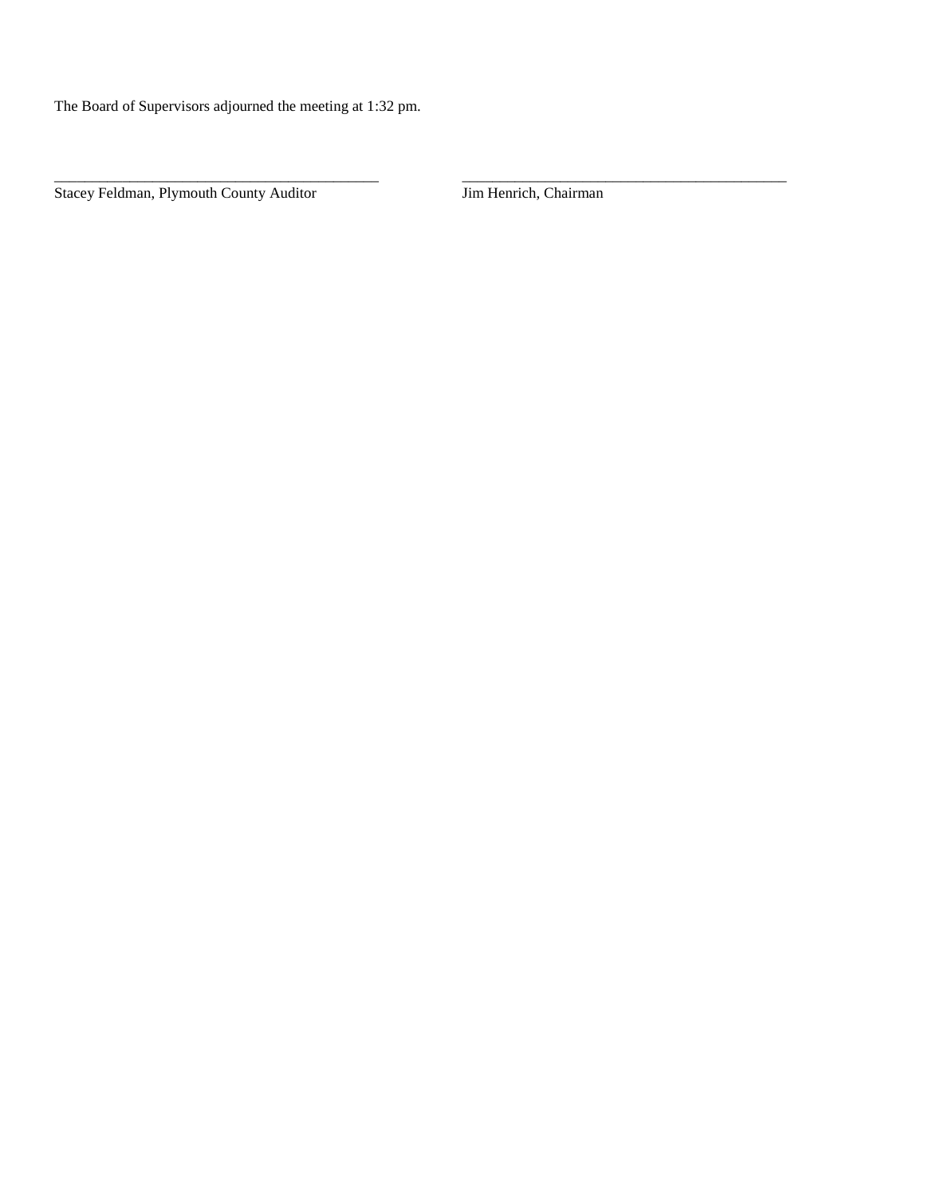The Board of Supervisors adjourned the meeting at 1:32 pm.

| | |
|---|---|
| _____________________________________________ | _____________________________________________ |
| Stacey Feldman, Plymouth County Auditor | Jim Henrich, Chairman |